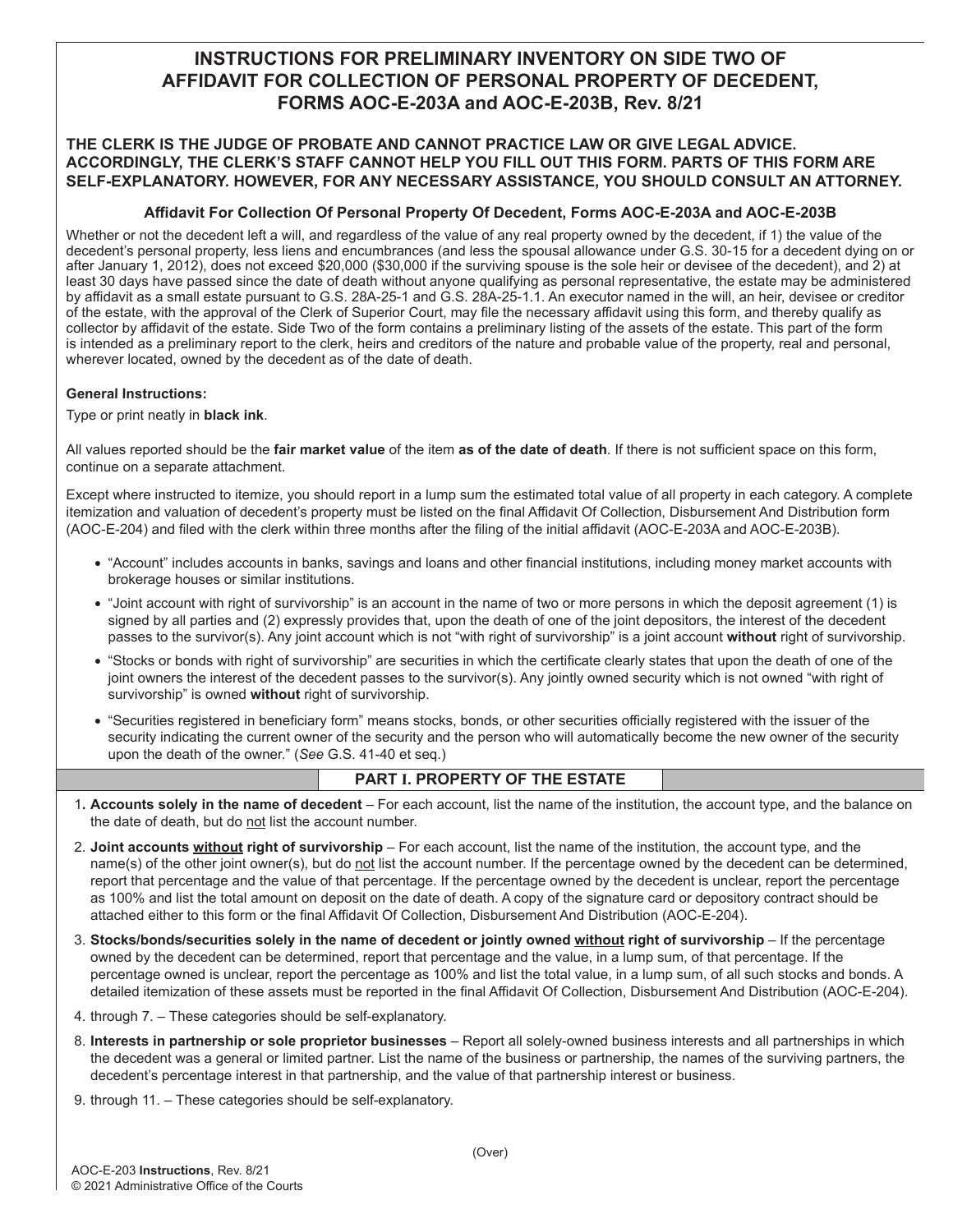# INSTRUCTIONS FOR PRELIMINARY INVENTORY ON SIDE TWO OF AFFIDAVIT FOR COLLECTION OF PERSONAL PROPERTY OF DECEDENT, FORMS AOC-E-203A and AOC-E-203B, Rev. 8/21

**THE CLERK IS THE JUDGE OF PROBATE AND CANNOT PRACTICE LAW OR GIVE LEGAL ADVICE. ACCORDINGLY, THE CLERK'S STAFF CANNOT HELP YOU FILL OUT THIS FORM. PARTS OF THIS FORM ARE SELF-EXPLANATORY. HOWEVER, FOR ANY NECESSARY ASSISTANCE, YOU SHOULD CONSULT AN ATTORNEY.**

### Affidavit For Collection Of Personal Property Of Decedent, Forms AOC-E-203A and AOC-E-203B

Whether or not the decedent left a will, and regardless of the value of any real property owned by the decedent, if 1) the value of the decedent's personal property, less liens and encumbrances (and less the spousal allowance under G.S. 30-15 for a decedent dying on or after January 1, 2012), does not exceed $20,000 ($30,000 if the surviving spouse is the sole heir or devisee of the decedent), and 2) at least 30 days have passed since the date of death without anyone qualifying as personal representative, the estate may be administered by affidavit as a small estate pursuant to G.S. 28A-25-1 and G.S. 28A-25-1.1. An executor named in the will, an heir, devisee or creditor of the estate, with the approval of the Clerk of Superior Court, may file the necessary affidavit using this form, and thereby qualify as collector by affidavit of the estate. Side Two of the form contains a preliminary listing of the assets of the estate. This part of the form is intended as a preliminary report to the clerk, heirs and creditors of the nature and probable value of the property, real and personal, wherever located, owned by the decedent as of the date of death.

**General Instructions:**

Type or print neatly in **black ink**.

All values reported should be the **fair market value** of the item **as of the date of death**. If there is not sufficient space on this form, continue on a separate attachment.

Except where instructed to itemize, you should report in a lump sum the estimated total value of all property in each category. A complete itemization and valuation of decedent's property must be listed on the final Affidavit Of Collection, Disbursement And Distribution form (AOC-E-204) and filed with the clerk within three months after the filing of the initial affidavit (AOC-E-203A and AOC-E-203B).

- "Account" includes accounts in banks, savings and loans and other financial institutions, including money market accounts with brokerage houses or similar institutions.
- "Joint account with right of survivorship" is an account in the name of two or more persons in which the deposit agreement (1) is signed by all parties and (2) expressly provides that, upon the death of one of the joint depositors, the interest of the decedent passes to the survivor(s). Any joint account which is not "with right of survivorship" is a joint account **without** right of survivorship.
- "Stocks or bonds with right of survivorship" are securities in which the certificate clearly states that upon the death of one of the joint owners the interest of the decedent passes to the survivor(s). Any jointly owned security which is not owned "with right of survivorship" is owned **without** right of survivorship.
- "Securities registered in beneficiary form" means stocks, bonds, or other securities officially registered with the issuer of the security indicating the current owner of the security and the person who will automatically become the new owner of the security upon the death of the owner." (*See* G.S. 41-40 et seq.)

## PART I. PROPERTY OF THE ESTATE

1. **Accounts solely in the name of decedent** – For each account, list the name of the institution, the account type, and the balance on the date of death, but do not list the account number.
2. **Joint accounts without right of survivorship** – For each account, list the name of the institution, the account type, and the name(s) of the other joint owner(s), but do not list the account number. If the percentage owned by the decedent can be determined, report that percentage and the value of that percentage. If the percentage owned by the decedent is unclear, report the percentage as 100% and list the total amount on deposit on the date of death. A copy of the signature card or depository contract should be attached either to this form or the final Affidavit Of Collection, Disbursement And Distribution (AOC-E-204).
3. **Stocks/bonds/securities solely in the name of decedent or jointly owned without right of survivorship** – If the percentage owned by the decedent can be determined, report that percentage and the value, in a lump sum, of that percentage. If the percentage owned is unclear, report the percentage as 100% and list the total value, in a lump sum, of all such stocks and bonds. A detailed itemization of these assets must be reported in the final Affidavit Of Collection, Disbursement And Distribution (AOC-E-204).
4. through 7. – These categories should be self-explanatory.
8. **Interests in partnership or sole proprietor businesses** – Report all solely-owned business interests and all partnerships in which the decedent was a general or limited partner. List the name of the business or partnership, the names of the surviving partners, the decedent's percentage interest in that partnership, and the value of that partnership interest or business.
9. through 11. – These categories should be self-explanatory.

(Over)

AOC-E-203 **Instructions**, Rev. 8/21
© 2021 Administrative Office of the Courts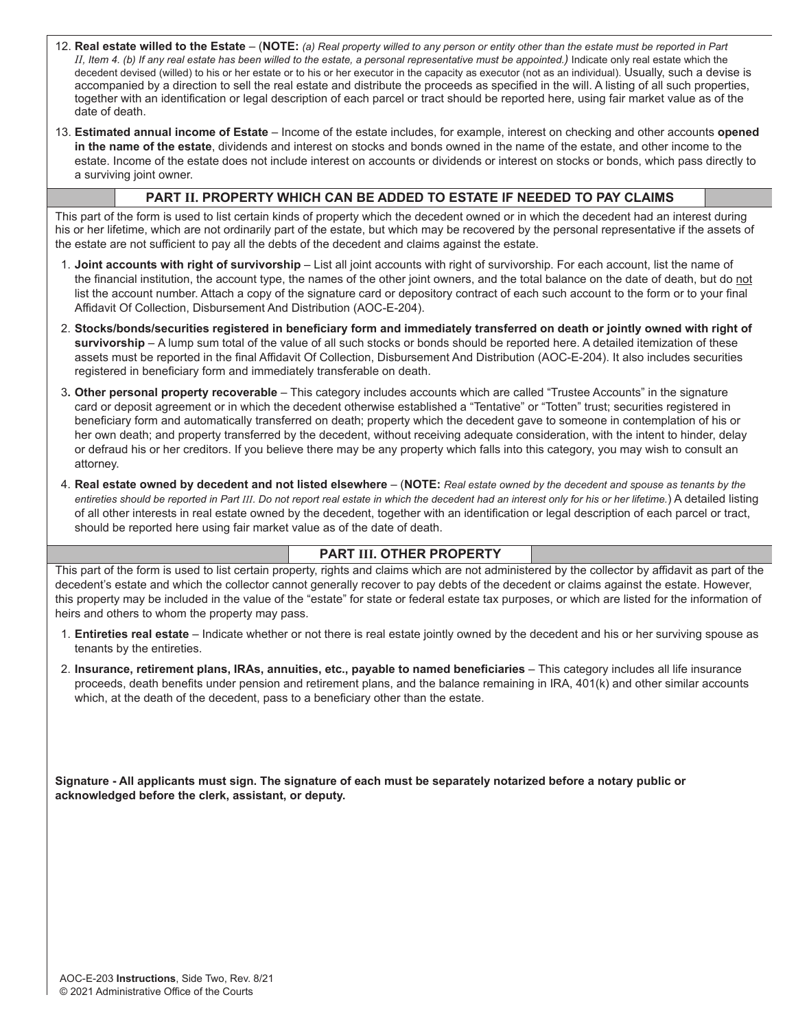12. **Real estate willed to the Estate** – (**NOTE:** *(a) Real property willed to any person or entity other than the estate must be reported in Part II, Item 4. (b) If any real estate has been willed to the estate, a personal representative must be appointed.)* Indicate only real estate which the decedent devised (willed) to his or her estate or to his or her executor in the capacity as executor (not as an individual). Usually, such a devise is accompanied by a direction to sell the real estate and distribute the proceeds as specified in the will. A listing of all such properties, together with an identification or legal description of each parcel or tract should be reported here, using fair market value as of the date of death.

13. **Estimated annual income of Estate** – Income of the estate includes, for example, interest on checking and other accounts **opened in the name of the estate**, dividends and interest on stocks and bonds owned in the name of the estate, and other income to the estate. Income of the estate does not include interest on accounts or dividends or interest on stocks or bonds, which pass directly to a surviving joint owner.

## PART II. PROPERTY WHICH CAN BE ADDED TO ESTATE IF NEEDED TO PAY CLAIMS

This part of the form is used to list certain kinds of property which the decedent owned or in which the decedent had an interest during his or her lifetime, which are not ordinarily part of the estate, but which may be recovered by the personal representative if the assets of the estate are not sufficient to pay all the debts of the decedent and claims against the estate.

1. **Joint accounts with right of survivorship** – List all joint accounts with right of survivorship. For each account, list the name of the financial institution, the account type, the names of the other joint owners, and the total balance on the date of death, but do not list the account number. Attach a copy of the signature card or depository contract of each such account to the form or to your final Affidavit Of Collection, Disbursement And Distribution (AOC-E-204).

2. **Stocks/bonds/securities registered in beneficiary form and immediately transferred on death or jointly owned with right of survivorship** – A lump sum total of the value of all such stocks or bonds should be reported here. A detailed itemization of these assets must be reported in the final Affidavit Of Collection, Disbursement And Distribution (AOC-E-204). It also includes securities registered in beneficiary form and immediately transferable on death.

3. **Other personal property recoverable** – This category includes accounts which are called "Trustee Accounts" in the signature card or deposit agreement or in which the decedent otherwise established a "Tentative" or "Totten" trust; securities registered in beneficiary form and automatically transferred on death; property which the decedent gave to someone in contemplation of his or her own death; and property transferred by the decedent, without receiving adequate consideration, with the intent to hinder, delay or defraud his or her creditors. If you believe there may be any property which falls into this category, you may wish to consult an attorney.

4. **Real estate owned by decedent and not listed elsewhere** – (**NOTE:** *Real estate owned by the decedent and spouse as tenants by the entireties should be reported in Part III. Do not report real estate in which the decedent had an interest only for his or her lifetime.*) A detailed listing of all other interests in real estate owned by the decedent, together with an identification or legal description of each parcel or tract, should be reported here using fair market value as of the date of death.

## PART III. OTHER PROPERTY

This part of the form is used to list certain property, rights and claims which are not administered by the collector by affidavit as part of the decedent's estate and which the collector cannot generally recover to pay debts of the decedent or claims against the estate. However, this property may be included in the value of the "estate" for state or federal estate tax purposes, or which are listed for the information of heirs and others to whom the property may pass.

1. **Entireties real estate** – Indicate whether or not there is real estate jointly owned by the decedent and his or her surviving spouse as tenants by the entireties.

2. **Insurance, retirement plans, IRAs, annuities, etc., payable to named beneficiaries** – This category includes all life insurance proceeds, death benefits under pension and retirement plans, and the balance remaining in IRA, 401(k) and other similar accounts which, at the death of the decedent, pass to a beneficiary other than the estate.

**Signature - All applicants must sign. The signature of each must be separately notarized before a notary public or acknowledged before the clerk, assistant, or deputy.**

AOC-E-203 **Instructions**, Side Two, Rev. 8/21
© 2021 Administrative Office of the Courts